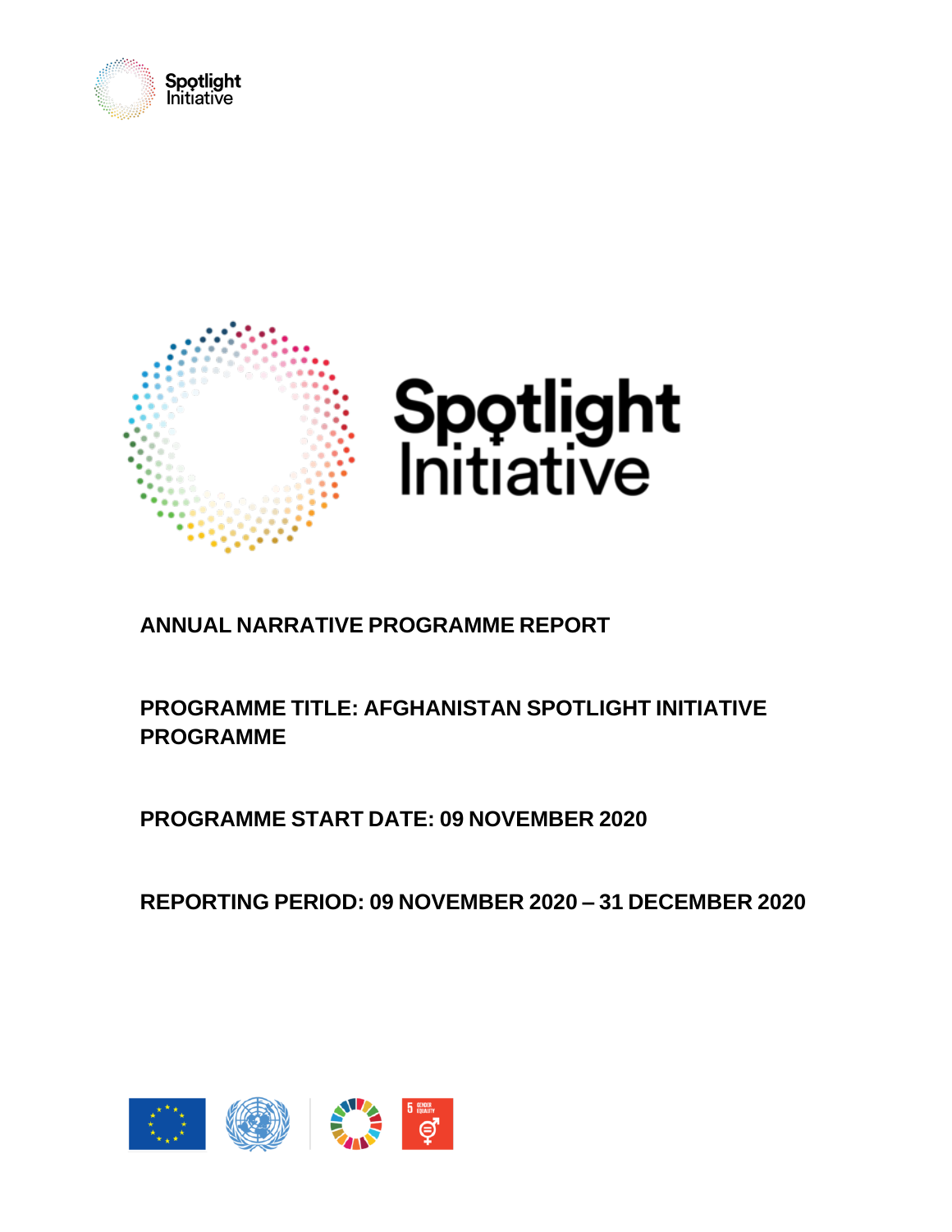# ANNUAL NARRATIVE PROGRAMME REPORT

## PROGRAMME TITLE: AFGHANISTAN SPOTLIGHT INITIATIVE PROGRAMME

## PROGRAMME START DATE: 09 NOVEMBER 2020

## REPORTING PERIOD: 09 NOVEMBER 2020 – 31 DECEMBER 2020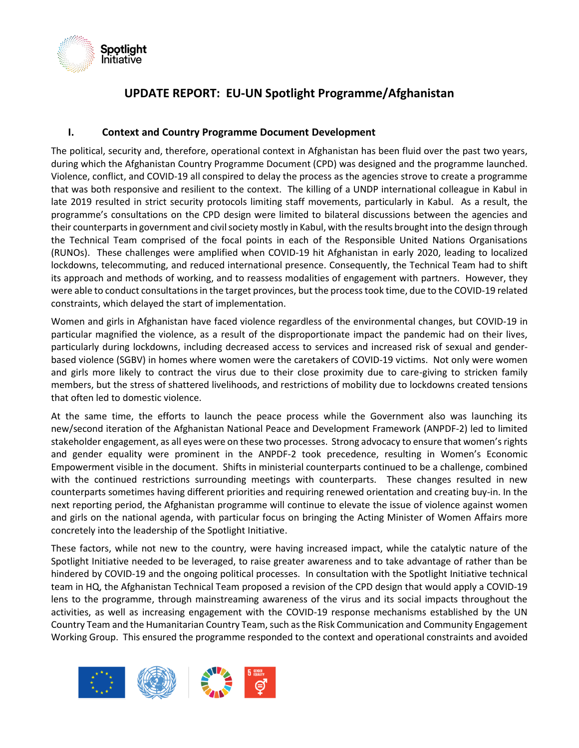# UPDATE REPORT: EU-UN Spotlight Programme/Afghanistan

## I. Context and Country Programme Document Development

The political, security and, therefore, operational context in Afghanistan has been fluid over the past two years, during which the Afghanistan Country Programme Document (CPD) was designed and the programme launched. Violence, conflict, and COVID-19 all conspired to delay the process as the agencies strove to create a programme that was both responsive and resilient to the context. The killing of a UNDP international colleague in Kabul in late 2019 resulted in strict security protocols limiting staff movements, particularly in Kabul. As a result, the programme's consultations on the CPD design were limited to bilateral discussions between the agencies and their counterparts in government and civil society mostly in Kabul, with the results brought into the design through the Technical Team comprised of the focal points in each of the Responsible United Nations Organisations (RUNOs). These challenges were amplified when COVID-19 hit Afghanistan in early 2020, leading to localized lockdowns, telecommuting, and reduced international presence. Consequently, the Technical Team had to shift its approach and methods of working, and to reassess modalities of engagement with partners. However, they were able to conduct consultations in the target provinces, but the process took time, due to the COVID-19 related constraints, which delayed the start of implementation.

Women and girls in Afghanistan have faced violence regardless of the environmental changes, but COVID-19 in particular magnified the violence, as a result of the disproportionate impact the pandemic had on their lives, particularly during lockdowns, including decreased access to services and increased risk of sexual and gender-based violence (SGBV) in homes where women were the caretakers of COVID-19 victims. Not only were women and girls more likely to contract the virus due to their close proximity due to care-giving to stricken family members, but the stress of shattered livelihoods, and restrictions of mobility due to lockdowns created tensions that often led to domestic violence.

At the same time, the efforts to launch the peace process while the Government also was launching its new/second iteration of the Afghanistan National Peace and Development Framework (ANPDF-2) led to limited stakeholder engagement, as all eyes were on these two processes. Strong advocacy to ensure that women's rights and gender equality were prominent in the ANPDF-2 took precedence, resulting in Women's Economic Empowerment visible in the document. Shifts in ministerial counterparts continued to be a challenge, combined with the continued restrictions surrounding meetings with counterparts. These changes resulted in new counterparts sometimes having different priorities and requiring renewed orientation and creating buy-in. In the next reporting period, the Afghanistan programme will continue to elevate the issue of violence against women and girls on the national agenda, with particular focus on bringing the Acting Minister of Women Affairs more concretely into the leadership of the Spotlight Initiative.

These factors, while not new to the country, were having increased impact, while the catalytic nature of the Spotlight Initiative needed to be leveraged, to raise greater awareness and to take advantage of rather than be hindered by COVID-19 and the ongoing political processes. In consultation with the Spotlight Initiative technical team in HQ, the Afghanistan Technical Team proposed a revision of the CPD design that would apply a COVID-19 lens to the programme, through mainstreaming awareness of the virus and its social impacts throughout the activities, as well as increasing engagement with the COVID-19 response mechanisms established by the UN Country Team and the Humanitarian Country Team, such as the Risk Communication and Community Engagement Working Group. This ensured the programme responded to the context and operational constraints and avoided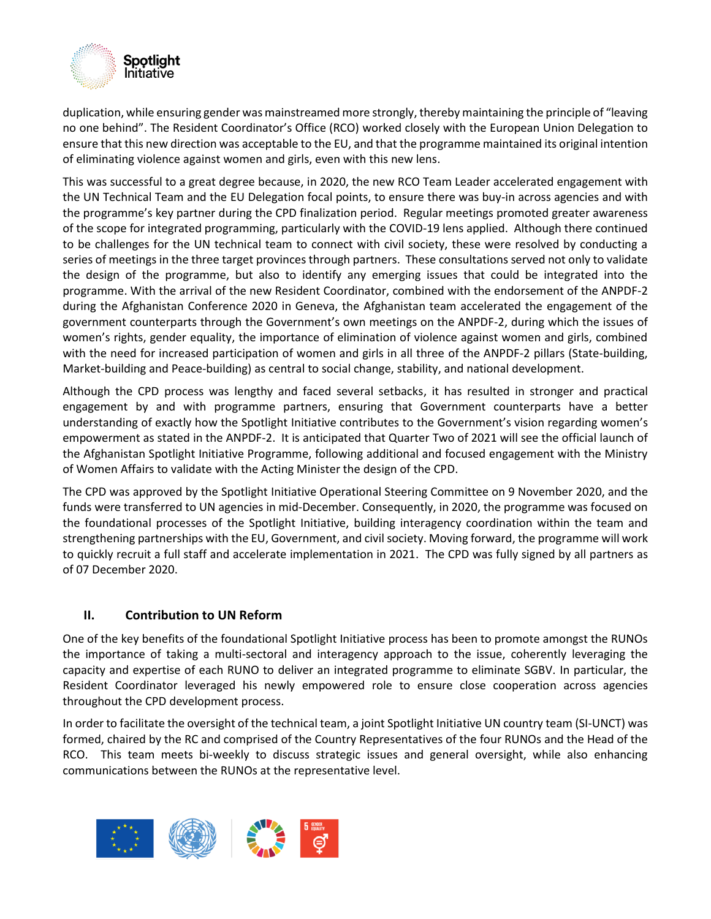duplication, while ensuring gender was mainstreamed more strongly, thereby maintaining the principle of "leaving no one behind". The Resident Coordinator's Office (RCO) worked closely with the European Union Delegation to ensure that this new direction was acceptable to the EU, and that the programme maintained its original intention of eliminating violence against women and girls, even with this new lens.

This was successful to a great degree because, in 2020, the new RCO Team Leader accelerated engagement with the UN Technical Team and the EU Delegation focal points, to ensure there was buy-in across agencies and with the programme's key partner during the CPD finalization period. Regular meetings promoted greater awareness of the scope for integrated programming, particularly with the COVID-19 lens applied. Although there continued to be challenges for the UN technical team to connect with civil society, these were resolved by conducting a series of meetings in the three target provinces through partners. These consultations served not only to validate the design of the programme, but also to identify any emerging issues that could be integrated into the programme. With the arrival of the new Resident Coordinator, combined with the endorsement of the ANPDF-2 during the Afghanistan Conference 2020 in Geneva, the Afghanistan team accelerated the engagement of the government counterparts through the Government's own meetings on the ANPDF-2, during which the issues of women's rights, gender equality, the importance of elimination of violence against women and girls, combined with the need for increased participation of women and girls in all three of the ANPDF-2 pillars (State-building, Market-building and Peace-building) as central to social change, stability, and national development.

Although the CPD process was lengthy and faced several setbacks, it has resulted in stronger and practical engagement by and with programme partners, ensuring that Government counterparts have a better understanding of exactly how the Spotlight Initiative contributes to the Government's vision regarding women's empowerment as stated in the ANPDF-2. It is anticipated that Quarter Two of 2021 will see the official launch of the Afghanistan Spotlight Initiative Programme, following additional and focused engagement with the Ministry of Women Affairs to validate with the Acting Minister the design of the CPD.

The CPD was approved by the Spotlight Initiative Operational Steering Committee on 9 November 2020, and the funds were transferred to UN agencies in mid-December. Consequently, in 2020, the programme was focused on the foundational processes of the Spotlight Initiative, building interagency coordination within the team and strengthening partnerships with the EU, Government, and civil society. Moving forward, the programme will work to quickly recruit a full staff and accelerate implementation in 2021. The CPD was fully signed by all partners as of 07 December 2020.

## II. Contribution to UN Reform

One of the key benefits of the foundational Spotlight Initiative process has been to promote amongst the RUNOs the importance of taking a multi-sectoral and interagency approach to the issue, coherently leveraging the capacity and expertise of each RUNO to deliver an integrated programme to eliminate SGBV. In particular, the Resident Coordinator leveraged his newly empowered role to ensure close cooperation across agencies throughout the CPD development process.

In order to facilitate the oversight of the technical team, a joint Spotlight Initiative UN country team (SI-UNCT) was formed, chaired by the RC and comprised of the Country Representatives of the four RUNOs and the Head of the RCO. This team meets bi-weekly to discuss strategic issues and general oversight, while also enhancing communications between the RUNOs at the representative level.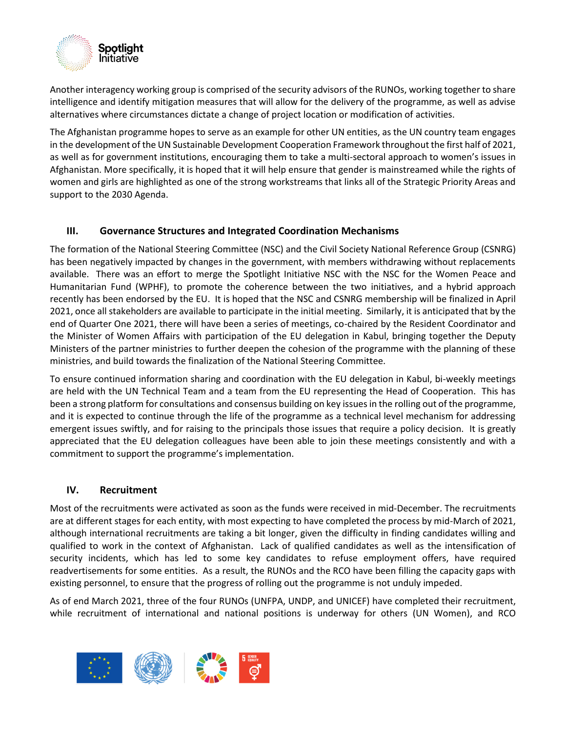Another interagency working group is comprised of the security advisors of the RUNOs, working together to share intelligence and identify mitigation measures that will allow for the delivery of the programme, as well as advise alternatives where circumstances dictate a change of project location or modification of activities.

The Afghanistan programme hopes to serve as an example for other UN entities, as the UN country team engages in the development of the UN Sustainable Development Cooperation Framework throughout the first half of 2021, as well as for government institutions, encouraging them to take a multi-sectoral approach to women's issues in Afghanistan. More specifically, it is hoped that it will help ensure that gender is mainstreamed while the rights of women and girls are highlighted as one of the strong workstreams that links all of the Strategic Priority Areas and support to the 2030 Agenda.

## III. Governance Structures and Integrated Coordination Mechanisms

The formation of the National Steering Committee (NSC) and the Civil Society National Reference Group (CSNRG) has been negatively impacted by changes in the government, with members withdrawing without replacements available. There was an effort to merge the Spotlight Initiative NSC with the NSC for the Women Peace and Humanitarian Fund (WPHF), to promote the coherence between the two initiatives, and a hybrid approach recently has been endorsed by the EU. It is hoped that the NSC and CSNRG membership will be finalized in April 2021, once all stakeholders are available to participate in the initial meeting. Similarly, it is anticipated that by the end of Quarter One 2021, there will have been a series of meetings, co-chaired by the Resident Coordinator and the Minister of Women Affairs with participation of the EU delegation in Kabul, bringing together the Deputy Ministers of the partner ministries to further deepen the cohesion of the programme with the planning of these ministries, and build towards the finalization of the National Steering Committee.

To ensure continued information sharing and coordination with the EU delegation in Kabul, bi-weekly meetings are held with the UN Technical Team and a team from the EU representing the Head of Cooperation. This has been a strong platform for consultations and consensus building on key issues in the rolling out of the programme, and it is expected to continue through the life of the programme as a technical level mechanism for addressing emergent issues swiftly, and for raising to the principals those issues that require a policy decision. It is greatly appreciated that the EU delegation colleagues have been able to join these meetings consistently and with a commitment to support the programme's implementation.

## IV. Recruitment

Most of the recruitments were activated as soon as the funds were received in mid-December. The recruitments are at different stages for each entity, with most expecting to have completed the process by mid-March of 2021, although international recruitments are taking a bit longer, given the difficulty in finding candidates willing and qualified to work in the context of Afghanistan. Lack of qualified candidates as well as the intensification of security incidents, which has led to some key candidates to refuse employment offers, have required readvertisements for some entities. As a result, the RUNOs and the RCO have been filling the capacity gaps with existing personnel, to ensure that the progress of rolling out the programme is not unduly impeded.

As of end March 2021, three of the four RUNOs (UNFPA, UNDP, and UNICEF) have completed their recruitment, while recruitment of international and national positions is underway for others (UN Women), and RCO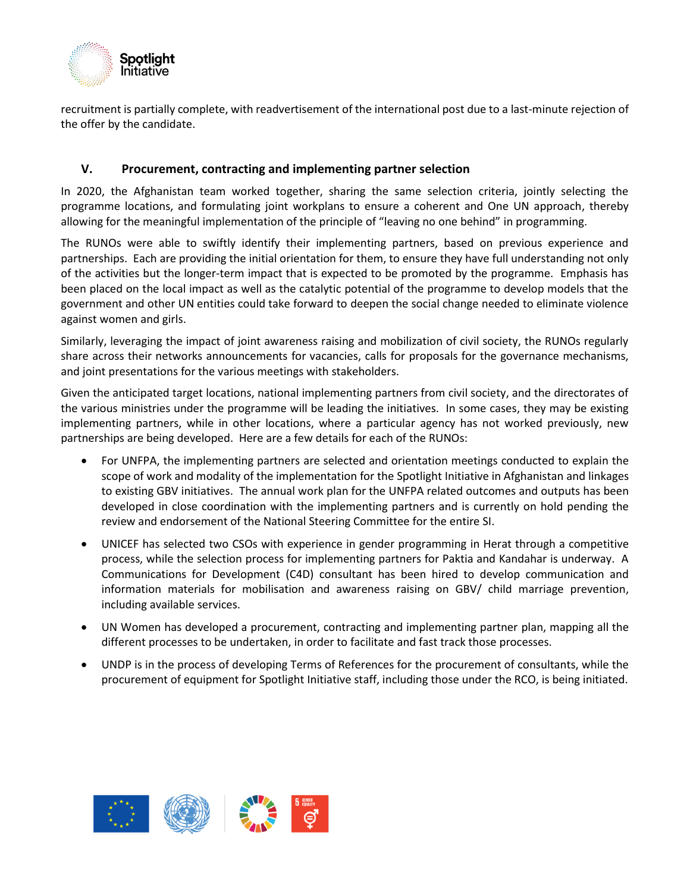recruitment is partially complete, with readvertisement of the international post due to a last-minute rejection of the offer by the candidate.

## V. Procurement, contracting and implementing partner selection

In 2020, the Afghanistan team worked together, sharing the same selection criteria, jointly selecting the programme locations, and formulating joint workplans to ensure a coherent and One UN approach, thereby allowing for the meaningful implementation of the principle of "leaving no one behind" in programming.

The RUNOs were able to swiftly identify their implementing partners, based on previous experience and partnerships. Each are providing the initial orientation for them, to ensure they have full understanding not only of the activities but the longer-term impact that is expected to be promoted by the programme. Emphasis has been placed on the local impact as well as the catalytic potential of the programme to develop models that the government and other UN entities could take forward to deepen the social change needed to eliminate violence against women and girls.

Similarly, leveraging the impact of joint awareness raising and mobilization of civil society, the RUNOs regularly share across their networks announcements for vacancies, calls for proposals for the governance mechanisms, and joint presentations for the various meetings with stakeholders.

Given the anticipated target locations, national implementing partners from civil society, and the directorates of the various ministries under the programme will be leading the initiatives. In some cases, they may be existing implementing partners, while in other locations, where a particular agency has not worked previously, new partnerships are being developed. Here are a few details for each of the RUNOs:

- For UNFPA, the implementing partners are selected and orientation meetings conducted to explain the scope of work and modality of the implementation for the Spotlight Initiative in Afghanistan and linkages to existing GBV initiatives. The annual work plan for the UNFPA related outcomes and outputs has been developed in close coordination with the implementing partners and is currently on hold pending the review and endorsement of the National Steering Committee for the entire SI.
- UNICEF has selected two CSOs with experience in gender programming in Herat through a competitive process, while the selection process for implementing partners for Paktia and Kandahar is underway. A Communications for Development (C4D) consultant has been hired to develop communication and information materials for mobilisation and awareness raising on GBV/ child marriage prevention, including available services.
- UN Women has developed a procurement, contracting and implementing partner plan, mapping all the different processes to be undertaken, in order to facilitate and fast track those processes.
- UNDP is in the process of developing Terms of References for the procurement of consultants, while the procurement of equipment for Spotlight Initiative staff, including those under the RCO, is being initiated.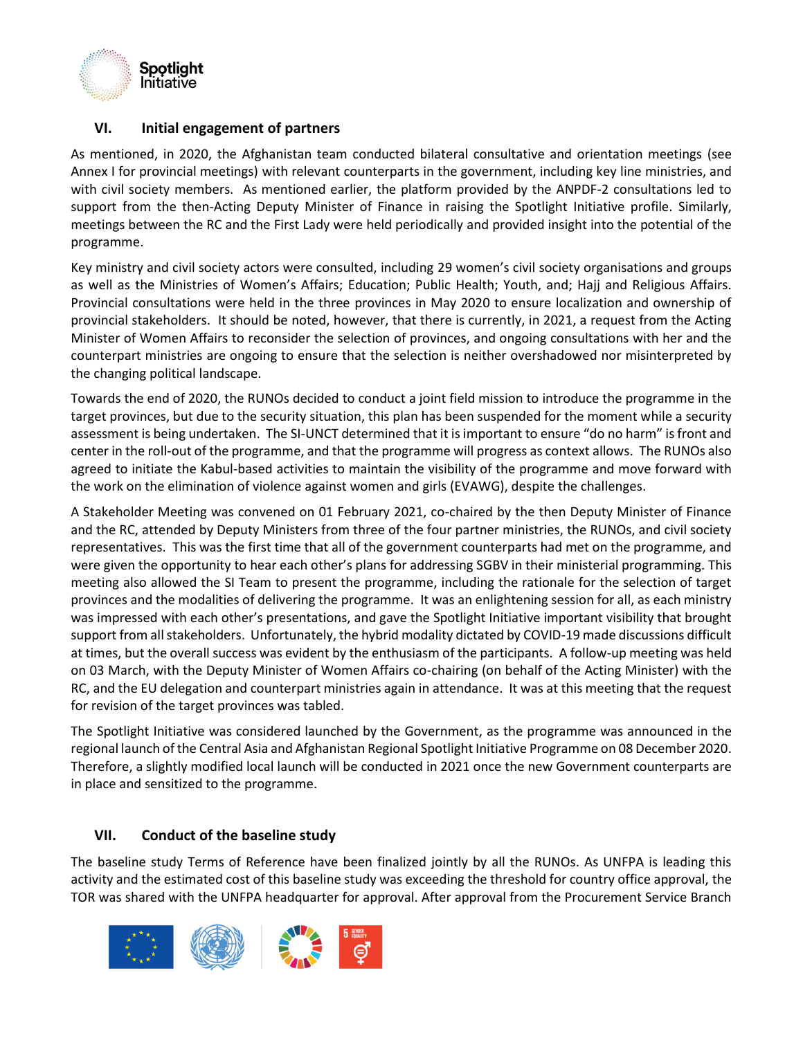## VI. Initial engagement of partners

As mentioned, in 2020, the Afghanistan team conducted bilateral consultative and orientation meetings (see Annex I for provincial meetings) with relevant counterparts in the government, including key line ministries, and with civil society members. As mentioned earlier, the platform provided by the ANPDF-2 consultations led to support from the then-Acting Deputy Minister of Finance in raising the Spotlight Initiative profile. Similarly, meetings between the RC and the First Lady were held periodically and provided insight into the potential of the programme.

Key ministry and civil society actors were consulted, including 29 women's civil society organisations and groups as well as the Ministries of Women's Affairs; Education; Public Health; Youth, and; Hajj and Religious Affairs. Provincial consultations were held in the three provinces in May 2020 to ensure localization and ownership of provincial stakeholders. It should be noted, however, that there is currently, in 2021, a request from the Acting Minister of Women Affairs to reconsider the selection of provinces, and ongoing consultations with her and the counterpart ministries are ongoing to ensure that the selection is neither overshadowed nor misinterpreted by the changing political landscape.

Towards the end of 2020, the RUNOs decided to conduct a joint field mission to introduce the programme in the target provinces, but due to the security situation, this plan has been suspended for the moment while a security assessment is being undertaken. The SI-UNCT determined that it is important to ensure "do no harm" is front and center in the roll-out of the programme, and that the programme will progress as context allows. The RUNOs also agreed to initiate the Kabul-based activities to maintain the visibility of the programme and move forward with the work on the elimination of violence against women and girls (EVAWG), despite the challenges.

A Stakeholder Meeting was convened on 01 February 2021, co-chaired by the then Deputy Minister of Finance and the RC, attended by Deputy Ministers from three of the four partner ministries, the RUNOs, and civil society representatives. This was the first time that all of the government counterparts had met on the programme, and were given the opportunity to hear each other's plans for addressing SGBV in their ministerial programming. This meeting also allowed the SI Team to present the programme, including the rationale for the selection of target provinces and the modalities of delivering the programme. It was an enlightening session for all, as each ministry was impressed with each other's presentations, and gave the Spotlight Initiative important visibility that brought support from all stakeholders. Unfortunately, the hybrid modality dictated by COVID-19 made discussions difficult at times, but the overall success was evident by the enthusiasm of the participants. A follow-up meeting was held on 03 March, with the Deputy Minister of Women Affairs co-chairing (on behalf of the Acting Minister) with the RC, and the EU delegation and counterpart ministries again in attendance. It was at this meeting that the request for revision of the target provinces was tabled.

The Spotlight Initiative was considered launched by the Government, as the programme was announced in the regional launch of the Central Asia and Afghanistan Regional Spotlight Initiative Programme on 08 December 2020. Therefore, a slightly modified local launch will be conducted in 2021 once the new Government counterparts are in place and sensitized to the programme.

## VII. Conduct of the baseline study

The baseline study Terms of Reference have been finalized jointly by all the RUNOs. As UNFPA is leading this activity and the estimated cost of this baseline study was exceeding the threshold for country office approval, the TOR was shared with the UNFPA headquarter for approval. After approval from the Procurement Service Branch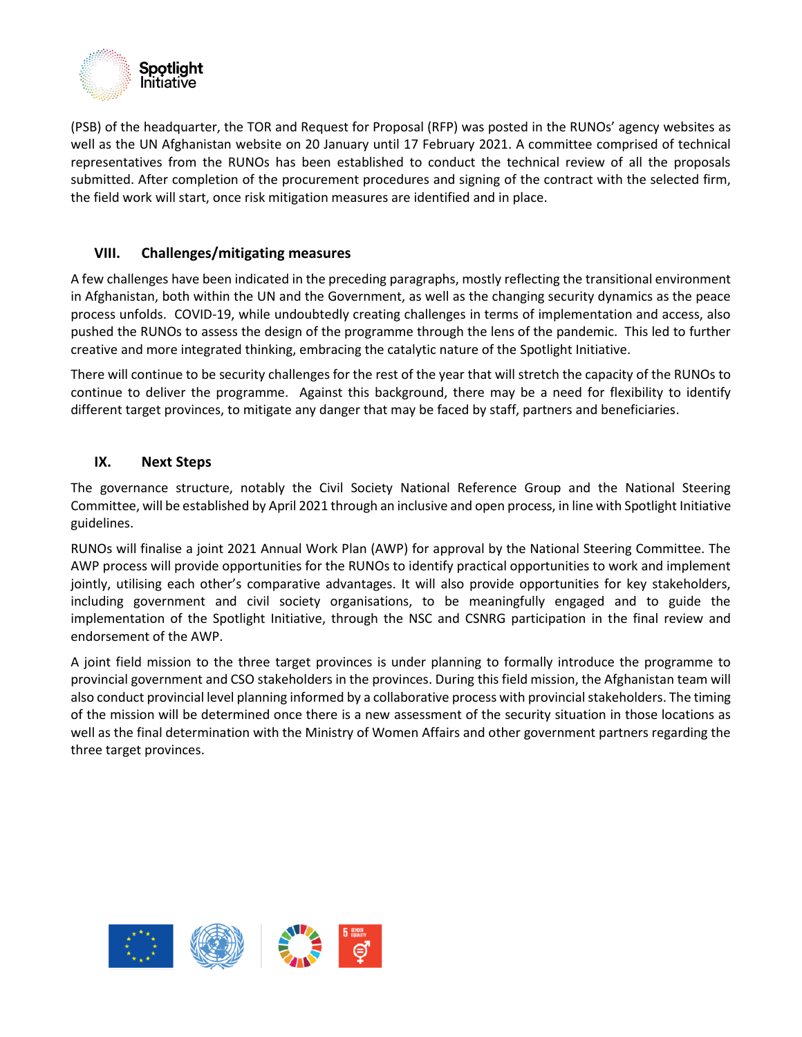(PSB) of the headquarter, the TOR and Request for Proposal (RFP) was posted in the RUNOs' agency websites as well as the UN Afghanistan website on 20 January until 17 February 2021. A committee comprised of technical representatives from the RUNOs has been established to conduct the technical review of all the proposals submitted. After completion of the procurement procedures and signing of the contract with the selected firm, the field work will start, once risk mitigation measures are identified and in place.

## VIII. Challenges/mitigating measures

A few challenges have been indicated in the preceding paragraphs, mostly reflecting the transitional environment in Afghanistan, both within the UN and the Government, as well as the changing security dynamics as the peace process unfolds. COVID-19, while undoubtedly creating challenges in terms of implementation and access, also pushed the RUNOs to assess the design of the programme through the lens of the pandemic. This led to further creative and more integrated thinking, embracing the catalytic nature of the Spotlight Initiative.

There will continue to be security challenges for the rest of the year that will stretch the capacity of the RUNOs to continue to deliver the programme. Against this background, there may be a need for flexibility to identify different target provinces, to mitigate any danger that may be faced by staff, partners and beneficiaries.

## IX. Next Steps

The governance structure, notably the Civil Society National Reference Group and the National Steering Committee, will be established by April 2021 through an inclusive and open process, in line with Spotlight Initiative guidelines.

RUNOs will finalise a joint 2021 Annual Work Plan (AWP) for approval by the National Steering Committee. The AWP process will provide opportunities for the RUNOs to identify practical opportunities to work and implement jointly, utilising each other's comparative advantages. It will also provide opportunities for key stakeholders, including government and civil society organisations, to be meaningfully engaged and to guide the implementation of the Spotlight Initiative, through the NSC and CSNRG participation in the final review and endorsement of the AWP.

A joint field mission to the three target provinces is under planning to formally introduce the programme to provincial government and CSO stakeholders in the provinces. During this field mission, the Afghanistan team will also conduct provincial level planning informed by a collaborative process with provincial stakeholders. The timing of the mission will be determined once there is a new assessment of the security situation in those locations as well as the final determination with the Ministry of Women Affairs and other government partners regarding the three target provinces.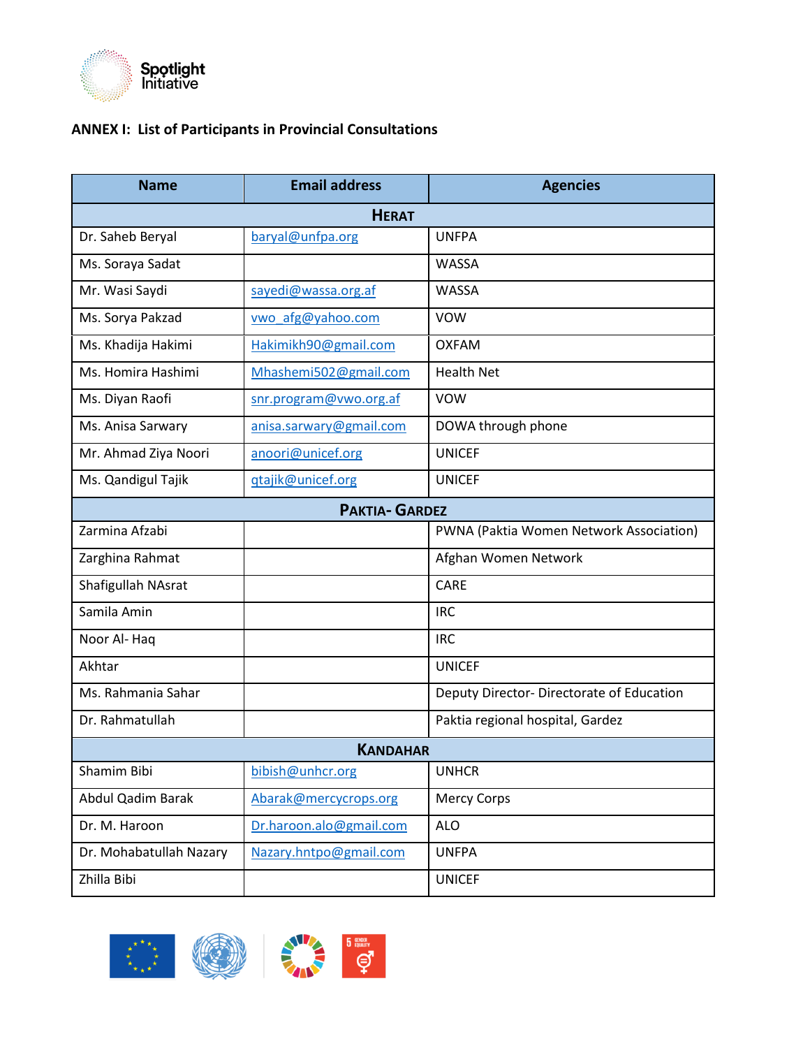**ANNEX I: List of Participants in Provincial Consultations**

| Name | Email address | Agencies |
|---|---|---|
| **HERAT** | | |
| Dr. Saheb Beryal | baryal@unfpa.org | UNFPA |
| Ms. Soraya Sadat | | WASSA |
| Mr. Wasi Saydi | sayedi@wassa.org.af | WASSA |
| Ms. Sorya Pakzad | vwo_afg@yahoo.com | VOW |
| Ms. Khadija Hakimi | Hakimikh90@gmail.com | OXFAM |
| Ms. Homira Hashimi | Mhashemi502@gmail.com | Health Net |
| Ms. Diyan Raofi | snr.program@vwo.org.af | VOW |
| Ms. Anisa Sarwary | anisa.sarwary@gmail.com | DOWA through phone |
| Mr. Ahmad Ziya Noori | anoori@unicef.org | UNICEF |
| Ms. Qandigul Tajik | qtajik@unicef.org | UNICEF |
| **PAKTIA- GARDEZ** | | |
| Zarmina Afzabi | | PWNA (Paktia Women Network Association) |
| Zarghina Rahmat | | Afghan Women Network |
| Shafigullah NAsrat | | CARE |
| Samila Amin | | IRC |
| Noor Al- Haq | | IRC |
| Akhtar | | UNICEF |
| Ms. Rahmania Sahar | | Deputy Director- Directorate of Education |
| Dr. Rahmatullah | | Paktia regional hospital, Gardez |
| **KANDAHAR** | | |
| Shamim Bibi | bibish@unhcr.org | UNHCR |
| Abdul Qadim Barak | Abarak@mercycrops.org | Mercy Corps |
| Dr. M. Haroon | Dr.haroon.alo@gmail.com | ALO |
| Dr. Mohabatullah Nazary | Nazary.hntpo@gmail.com | UNFPA |
| Zhilla Bibi | | UNICEF |